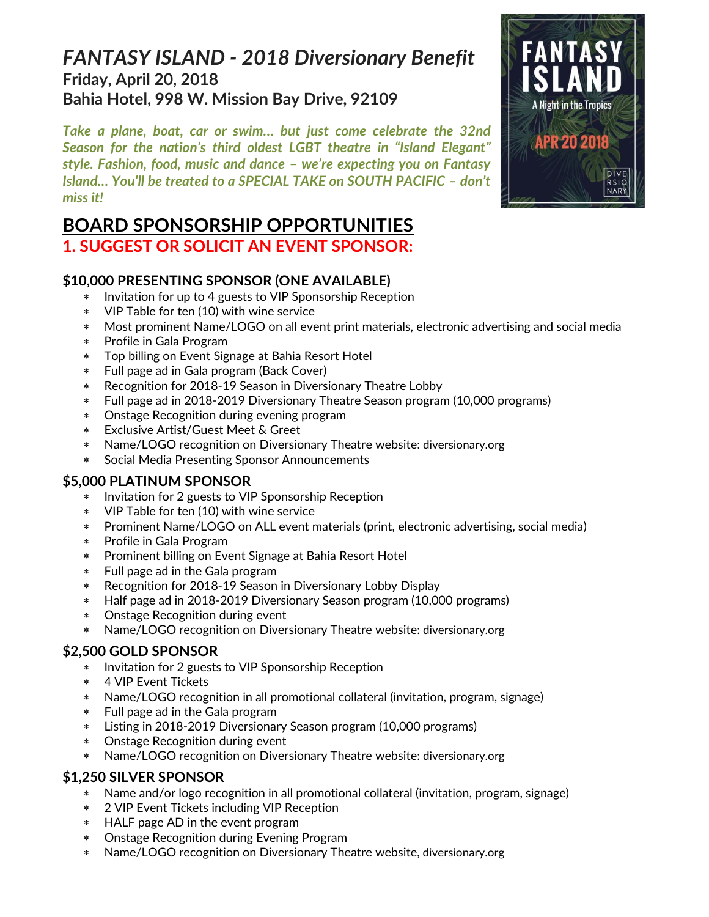# *FANTASY ISLAND - 2018 Diversionary Benefit*

**Friday, April 20, 2018**

**Bahia Hotel, 998 W. Mission Bay Drive, 92109**

***Take a plane, boat, car or swim… but just come celebrate the 32nd Season for the nation's third oldest LGBT theatre in "Island Elegant" style. Fashion, food, music and dance – we're expecting you on Fantasy Island… You'll be treated to a SPECIAL TAKE on SOUTH PACIFIC – don't miss it!***

FANTASY ISLAND

A Night in the Tropics

APR 20 2018

DIVERSIONARY

## BOARD SPONSORSHIP OPPORTUNITIES

### 1. SUGGEST OR SOLICIT AN EVENT SPONSOR:

#### $10,000 PRESENTING SPONSOR (ONE AVAILABLE)

- Invitation for up to 4 guests to VIP Sponsorship Reception
- VIP Table for ten (10) with wine service
- Most prominent Name/LOGO on all event print materials, electronic advertising and social media
- Profile in Gala Program
- Top billing on Event Signage at Bahia Resort Hotel
- Full page ad in Gala program (Back Cover)
- Recognition for 2018-19 Season in Diversionary Theatre Lobby
- Full page ad in 2018-2019 Diversionary Theatre Season program (10,000 programs)
- Onstage Recognition during evening program
- Exclusive Artist/Guest Meet & Greet
- Name/LOGO recognition on Diversionary Theatre website: diversionary.org
- Social Media Presenting Sponsor Announcements

#### $5,000 PLATINUM SPONSOR

- Invitation for 2 guests to VIP Sponsorship Reception
- VIP Table for ten (10) with wine service
- Prominent Name/LOGO on ALL event materials (print, electronic advertising, social media)
- Profile in Gala Program
- Prominent billing on Event Signage at Bahia Resort Hotel
- Full page ad in the Gala program
- Recognition for 2018-19 Season in Diversionary Lobby Display
- Half page ad in 2018-2019 Diversionary Season program (10,000 programs)
- Onstage Recognition during event
- Name/LOGO recognition on Diversionary Theatre website: diversionary.org

#### $2,500 GOLD SPONSOR

- Invitation for 2 guests to VIP Sponsorship Reception
- 4 VIP Event Tickets
- Name/LOGO recognition in all promotional collateral (invitation, program, signage)
- Full page ad in the Gala program
- Listing in 2018-2019 Diversionary Season program (10,000 programs)
- Onstage Recognition during event
- Name/LOGO recognition on Diversionary Theatre website: diversionary.org

#### $1,250 SILVER SPONSOR

- Name and/or logo recognition in all promotional collateral (invitation, program, signage)
- 2 VIP Event Tickets including VIP Reception
- HALF page AD in the event program
- Onstage Recognition during Evening Program
- Name/LOGO recognition on Diversionary Theatre website, diversionary.org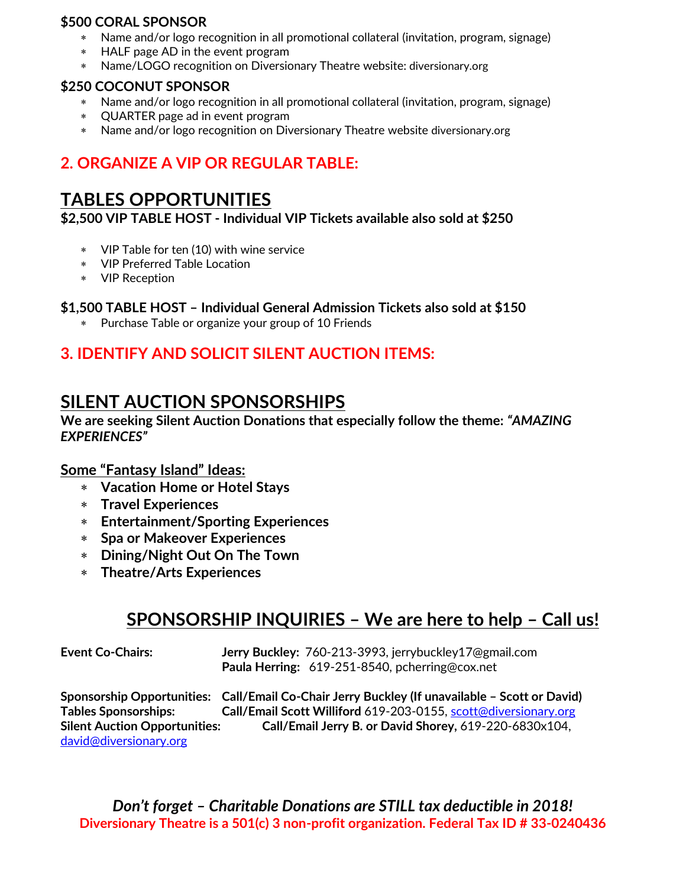**$500 CORAL SPONSOR**

- Name and/or logo recognition in all promotional collateral (invitation, program, signage)
- HALF page AD in the event program
- Name/LOGO recognition on Diversionary Theatre website: diversionary.org

**$250 COCONUT SPONSOR**

- Name and/or logo recognition in all promotional collateral (invitation, program, signage)
- QUARTER page ad in event program
- Name and/or logo recognition on Diversionary Theatre website diversionary.org

## 2. ORGANIZE A VIP OR REGULAR TABLE:

## TABLES OPPORTUNITIES

**$2,500 VIP TABLE HOST - Individual VIP Tickets available also sold at $250**

- VIP Table for ten (10) with wine service
- VIP Preferred Table Location
- VIP Reception

**$1,500 TABLE HOST – Individual General Admission Tickets also sold at $150**

- Purchase Table or organize your group of 10 Friends

## 3. IDENTIFY AND SOLICIT SILENT AUCTION ITEMS:

## SILENT AUCTION SPONSORSHIPS

**We are seeking Silent Auction Donations that especially follow the theme: *"AMAZING EXPERIENCES"***

**Some "Fantasy Island" Ideas:**

- **Vacation Home or Hotel Stays**
- **Travel Experiences**
- **Entertainment/Sporting Experiences**
- **Spa or Makeover Experiences**
- **Dining/Night Out On The Town**
- **Theatre/Arts Experiences**

## SPONSORSHIP INQUIRIES – We are here to help – Call us!

**Event Co-Chairs:** **Jerry Buckley:** 760-213-3993, jerrybuckley17@gmail.com
**Paula Herring:** 619-251-8540, pcherring@cox.net

**Sponsorship Opportunities:** **Call/Email Co-Chair Jerry Buckley (If unavailable – Scott or David)**
**Tables Sponsorships:** **Call/Email Scott Williford** 619-203-0155, scott@diversionary.org
**Silent Auction Opportunities:** **Call/Email Jerry B. or David Shorey,** 619-220-6830x104, david@diversionary.org

***Don't forget – Charitable Donations are STILL tax deductible in 2018!***

**Diversionary Theatre is a 501(c) 3 non-profit organization. Federal Tax ID # 33-0240436**